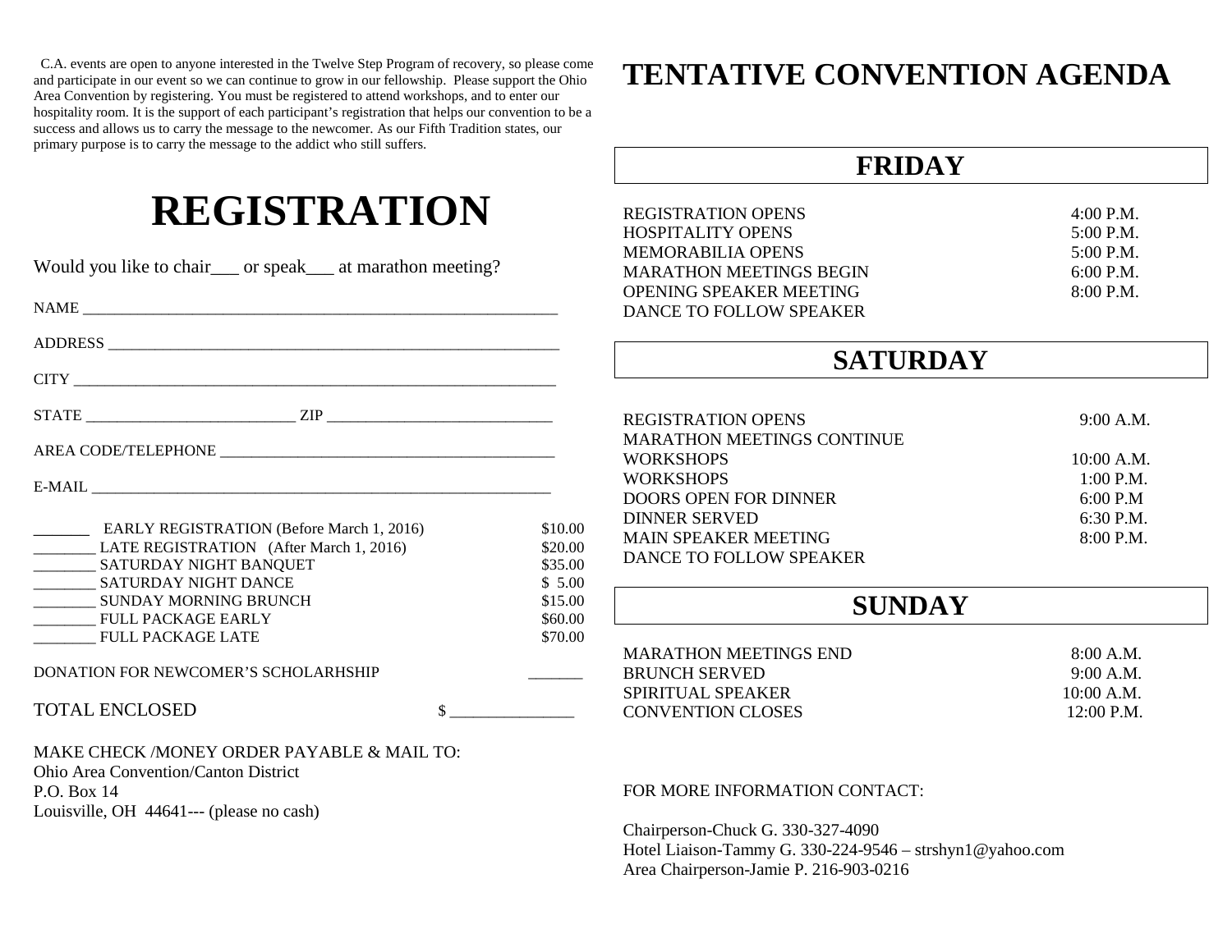C.A. events are open to anyone interested in the Twelve Step Program of recovery, so please come and participate in our event so we can continue to grow in our fellowship. Please support the Ohio Area Convention by registering. You must be registered to attend workshops, and to enter our hospitality room. It is the support of each participant's registration that helps our convention to be a success and allows us to carry the message to the newcomer. As our Fifth Tradition states, our primary purpose is to carry the message to the addict who still suffers.

# REGISTRATION

Would you like to chair___ or speak___ at marathon meeting?

NAME ______________________________________________________________

ADDRESS ___________________________________________________________

CITY ______________________________________________________________

STATE __________________________ ZIP ____________________________

AREA CODE/TELEPHONE ___________________________________________

E-MAIL _____________________________________________________________

| | |
|---|---|
| _______ EARLY REGISTRATION (Before March 1, 2016) | $10.00 |
| ________ LATE REGISTRATION (After March 1, 2016) | $20.00 |
| ________ SATURDAY NIGHT BANQUET | $35.00 |
| ________ SATURDAY NIGHT DANCE | $ 5.00 |
| ________ SUNDAY MORNING BRUNCH | $15.00 |
| ________ FULL PACKAGE EARLY | $60.00 |
| ________ FULL PACKAGE LATE | $70.00 |

DONATION FOR NEWCOMER'S SCHOLARHSHIP _______

TOTAL ENCLOSED $ _______________

MAKE CHECK /MONEY ORDER PAYABLE & MAIL TO:
Ohio Area Convention/Canton District
P.O. Box 14
Louisville, OH 44641--- (please no cash)

# TENTATIVE CONVENTION AGENDA

## FRIDAY

| | |
|---|---|
| REGISTRATION OPENS | 4:00 P.M. |
| HOSPITALITY OPENS | 5:00 P.M. |
| MEMORABILIA OPENS | 5:00 P.M. |
| MARATHON MEETINGS BEGIN | 6:00 P.M. |
| OPENING SPEAKER MEETING | 8:00 P.M. |
| DANCE TO FOLLOW SPEAKER | |

## SATURDAY

| | |
|---|---|
| REGISTRATION OPENS | 9:00 A.M. |
| MARATHON MEETINGS CONTINUE | |
| WORKSHOPS | 10:00 A.M. |
| WORKSHOPS | 1:00 P.M. |
| DOORS OPEN FOR DINNER | 6:00 P.M |
| DINNER SERVED | 6:30 P.M. |
| MAIN SPEAKER MEETING | 8:00 P.M. |
| DANCE TO FOLLOW SPEAKER | |

## SUNDAY

| | |
|---|---|
| MARATHON MEETINGS END | 8:00 A.M. |
| BRUNCH SERVED | 9:00 A.M. |
| SPIRITUAL SPEAKER | 10:00 A.M. |
| CONVENTION CLOSES | 12:00 P.M. |

FOR MORE INFORMATION CONTACT:

Chairperson-Chuck G. 330-327-4090
Hotel Liaison-Tammy G. 330-224-9546 – strshyn1@yahoo.com
Area Chairperson-Jamie P. 216-903-0216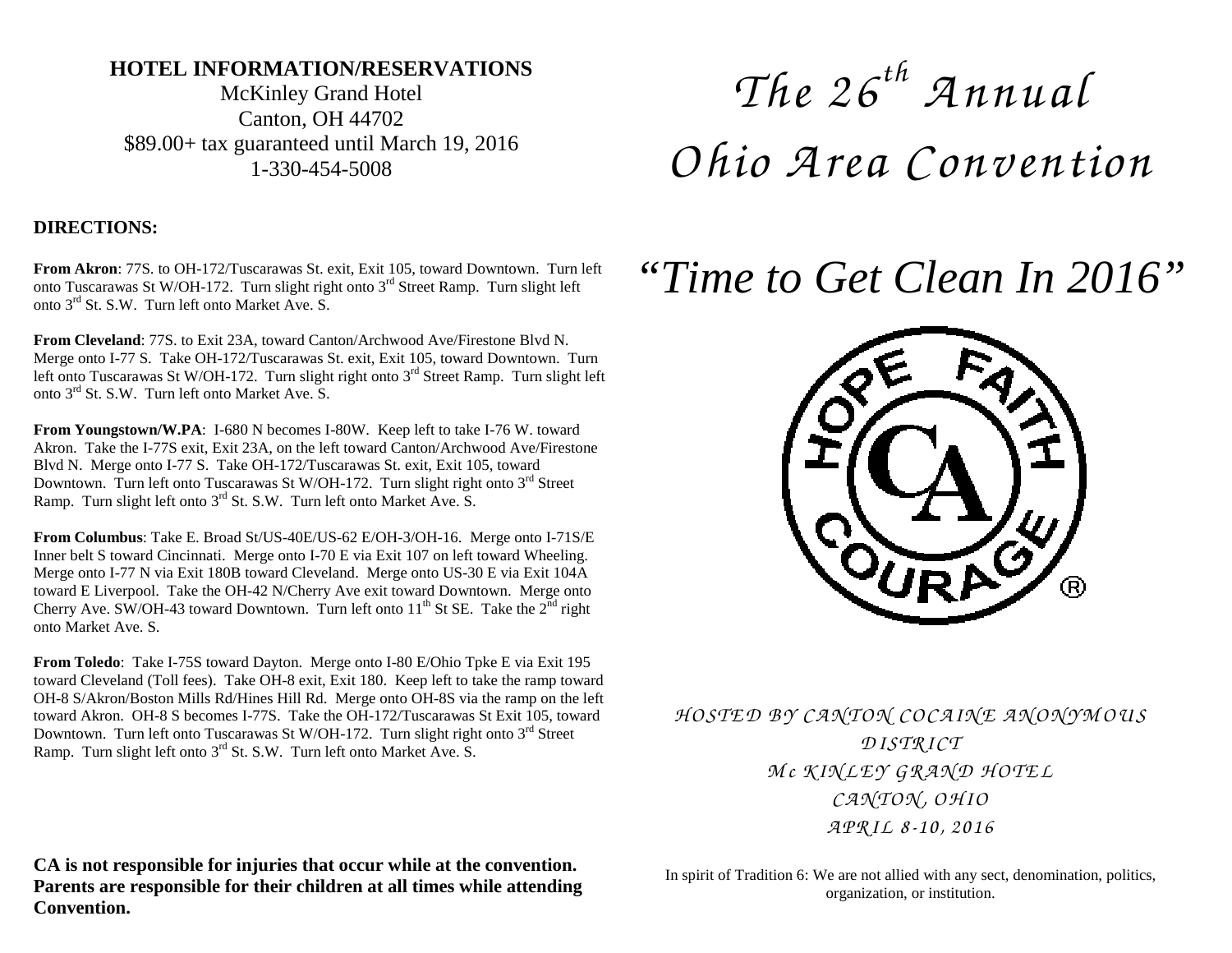**HOTEL INFORMATION/RESERVATIONS**

McKinley Grand Hotel
Canton, OH 44702
\$89.00+ tax guaranteed until March 19, 2016
1-330-454-5008

**DIRECTIONS:**

**From Akron**: 77S. to OH-172/Tuscarawas St. exit, Exit 105, toward Downtown. Turn left onto Tuscarawas St W/OH-172. Turn slight right onto 3rd Street Ramp. Turn slight left onto 3rd St. S.W. Turn left onto Market Ave. S.

**From Cleveland**: 77S. to Exit 23A, toward Canton/Archwood Ave/Firestone Blvd N. Merge onto I-77 S. Take OH-172/Tuscarawas St. exit, Exit 105, toward Downtown. Turn left onto Tuscarawas St W/OH-172. Turn slight right onto 3rd Street Ramp. Turn slight left onto 3rd St. S.W. Turn left onto Market Ave. S.

**From Youngstown/W.PA**: I-680 N becomes I-80W. Keep left to take I-76 W. toward Akron. Take the I-77S exit, Exit 23A, on the left toward Canton/Archwood Ave/Firestone Blvd N. Merge onto I-77 S. Take OH-172/Tuscarawas St. exit, Exit 105, toward Downtown. Turn left onto Tuscarawas St W/OH-172. Turn slight right onto 3rd Street Ramp. Turn slight left onto 3rd St. S.W. Turn left onto Market Ave. S.

**From Columbus**: Take E. Broad St/US-40E/US-62 E/OH-3/OH-16. Merge onto I-71S/E Inner belt S toward Cincinnati. Merge onto I-70 E via Exit 107 on left toward Wheeling. Merge onto I-77 N via Exit 180B toward Cleveland. Merge onto US-30 E via Exit 104A toward E Liverpool. Take the OH-42 N/Cherry Ave exit toward Downtown. Merge onto Cherry Ave. SW/OH-43 toward Downtown. Turn left onto 11th St SE. Take the 2nd right onto Market Ave. S.

**From Toledo**: Take I-75S toward Dayton. Merge onto I-80 E/Ohio Tpke E via Exit 195 toward Cleveland (Toll fees). Take OH-8 exit, Exit 180. Keep left to take the ramp toward OH-8 S/Akron/Boston Mills Rd/Hines Hill Rd. Merge onto OH-8S via the ramp on the left toward Akron. OH-8 S becomes I-77S. Take the OH-172/Tuscarawas St Exit 105, toward Downtown. Turn left onto Tuscarawas St W/OH-172. Turn slight right onto 3rd Street Ramp. Turn slight left onto 3rd St. S.W. Turn left onto Market Ave. S.

**CA is not responsible for injuries that occur while at the convention. Parents are responsible for their children at all times while attending Convention.**

# *The 26th Annual Ohio Area Convention*

## *"Time to Get Clean In 2016"*

HOPE FAITH COURAGE
CA
®

*HOSTED BY CANTON COCAINE ANONYMOUS DISTRICT*
*Mc KINLEY GRAND HOTEL*
*CANTON, OHIO*
*APRIL 8-10, 2016*

In spirit of Tradition 6: We are not allied with any sect, denomination, politics, organization, or institution.